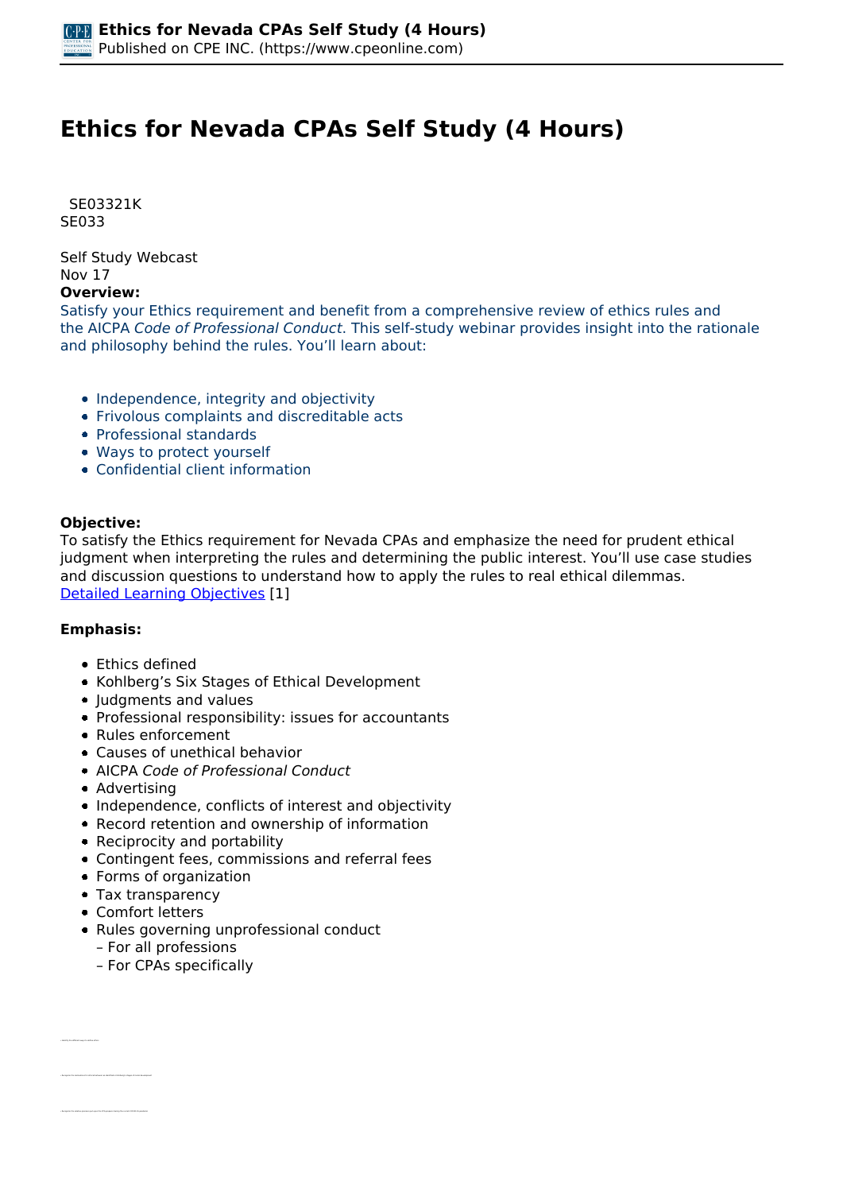# Ethics for Nevada CPAs Self Study (4 Hours)

SE03321K
SE033

Self Study Webcast
Nov 17

**Overview:**

Satisfy your Ethics requirement and benefit from a comprehensive review of ethics rules and the AICPA *Code of Professional Conduct*. This self-study webinar provides insight into the rationale and philosophy behind the rules. You'll learn about:

- Independence, integrity and objectivity
- Frivolous complaints and discreditable acts
- Professional standards
- Ways to protect yourself
- Confidential client information

**Objective:**

To satisfy the Ethics requirement for Nevada CPAs and emphasize the need for prudent ethical judgment when interpreting the rules and determining the public interest. You'll use case studies and discussion questions to understand how to apply the rules to real ethical dilemmas.
Detailed Learning Objectives [1]

**Emphasis:**

- Ethics defined
- Kohlberg's Six Stages of Ethical Development
- Judgments and values
- Professional responsibility: issues for accountants
- Rules enforcement
- Causes of unethical behavior
- AICPA *Code of Professional Conduct*
- Advertising
- Independence, conflicts of interest and objectivity
- Record retention and ownership of information
- Reciprocity and portability
- Contingent fees, commissions and referral fees
- Forms of organization
- Tax transparency
- Comfort letters
- Rules governing unprofessional conduct
  – For all professions
  – For CPAs specifically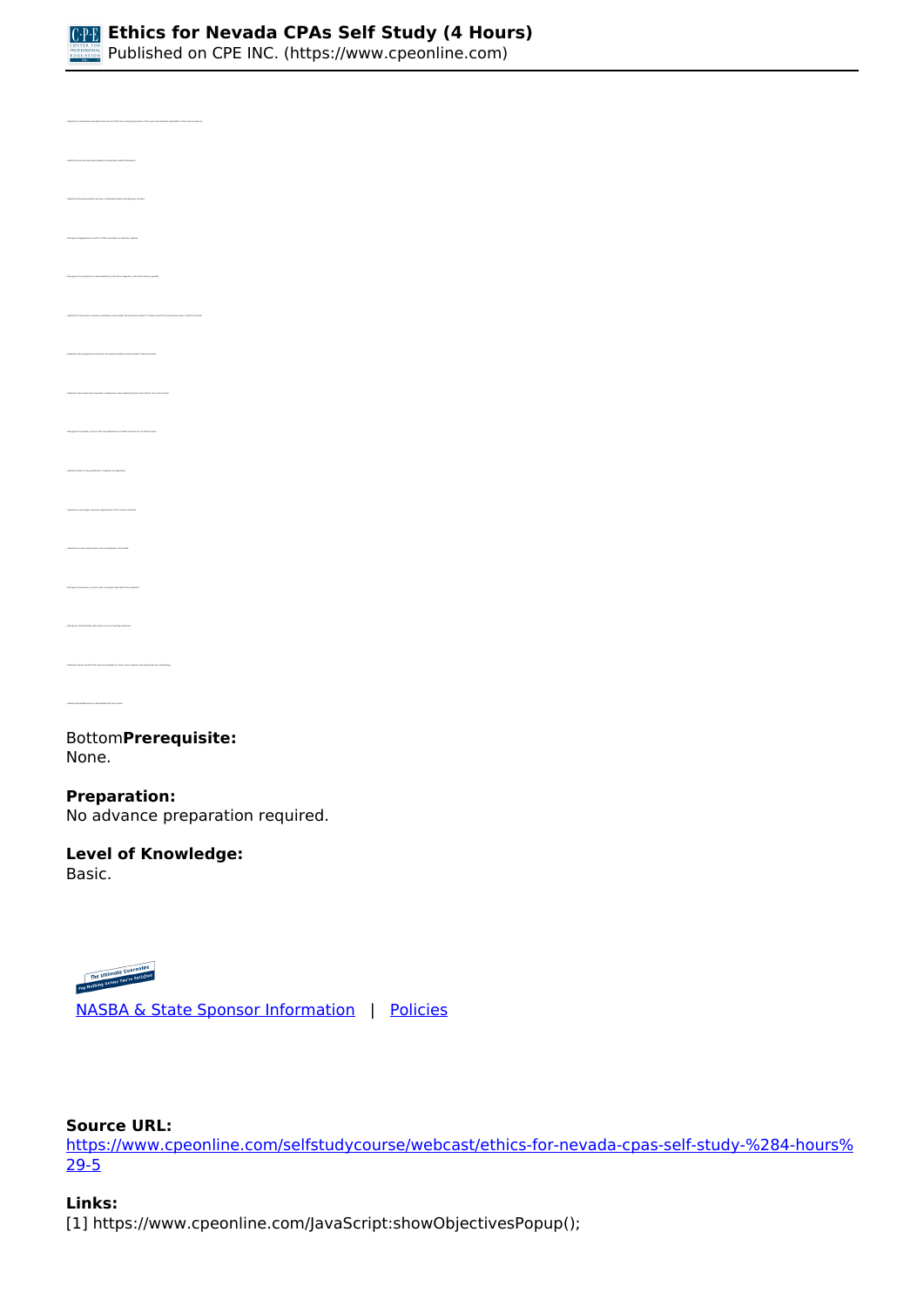Bottom**Prerequisite:**
None.

**Preparation:**
No advance preparation required.

**Level of Knowledge:**
Basic.

NASBA & State Sponsor Information | Policies

**Source URL:**
https://www.cpeonline.com/selfstudycourse/webcast/ethics-for-nevada-cpas-self-study-%284-hours%29-5

**Links:**
[1] https://www.cpeonline.com/JavaScript:showObjectivesPopup();